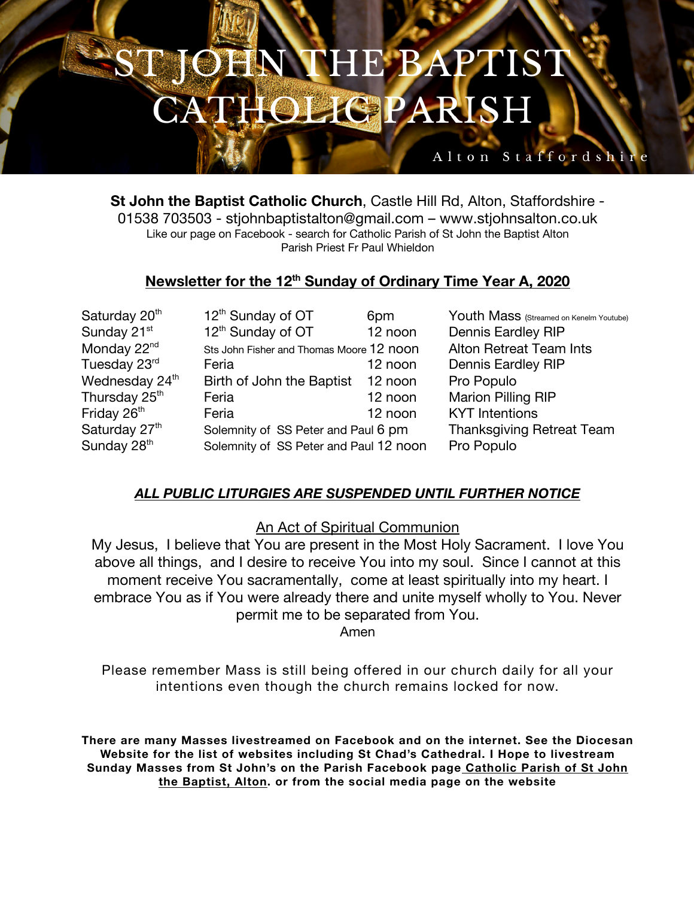# ST JOHN THE BAPTIST CATHOLIC PARISH

Alton Staffordshire

**St John the Baptist Catholic Church**, Castle Hill Rd, Alton, Staffordshire - 01538 703503 - stjohnbaptistalton@gmail.com – www.stjohnsalton.co.uk

Like our page on Facebook - search for Catholic Parish of St John the Baptist Alton

Parish Priest Fr Paul Whieldon

## Newsletter for the 12th Sunday of Ordinary Time Year A, 2020

| | | | |
|---|---|---|---|
| Saturday 20th | 12th Sunday of OT | 6pm | Youth Mass (Streamed on Kenelm Youtube) |
| Sunday 21st | 12th Sunday of OT | 12 noon | Dennis Eardley RIP |
| Monday 22nd | Sts John Fisher and Thomas Moore | 12 noon | Alton Retreat Team Ints |
| Tuesday 23rd | Feria | 12 noon | Dennis Eardley RIP |
| Wednesday 24th | Birth of John the Baptist | 12 noon | Pro Populo |
| Thursday 25th | Feria | 12 noon | Marion Pilling RIP |
| Friday 26th | Feria | 12 noon | KYT Intentions |
| Saturday 27th | Solemnity of SS Peter and Paul | 6 pm | Thanksgiving Retreat Team |
| Sunday 28th | Solemnity of SS Peter and Paul | 12 noon | Pro Populo |

***ALL PUBLIC LITURGIES ARE SUSPENDED UNTIL FURTHER NOTICE***

### An Act of Spiritual Communion

My Jesus, I believe that You are present in the Most Holy Sacrament. I love You above all things, and I desire to receive You into my soul. Since I cannot at this moment receive You sacramentally, come at least spiritually into my heart. I embrace You as if You were already there and unite myself wholly to You. Never permit me to be separated from You.

Amen

Please remember Mass is still being offered in our church daily for all your intentions even though the church remains locked for now.

**There are many Masses livestreamed on Facebook and on the internet. See the Diocesan Website for the list of websites including St Chad's Cathedral. I Hope to livestream Sunday Masses from St John's on the Parish Facebook page Catholic Parish of St John the Baptist, Alton. or from the social media page on the website**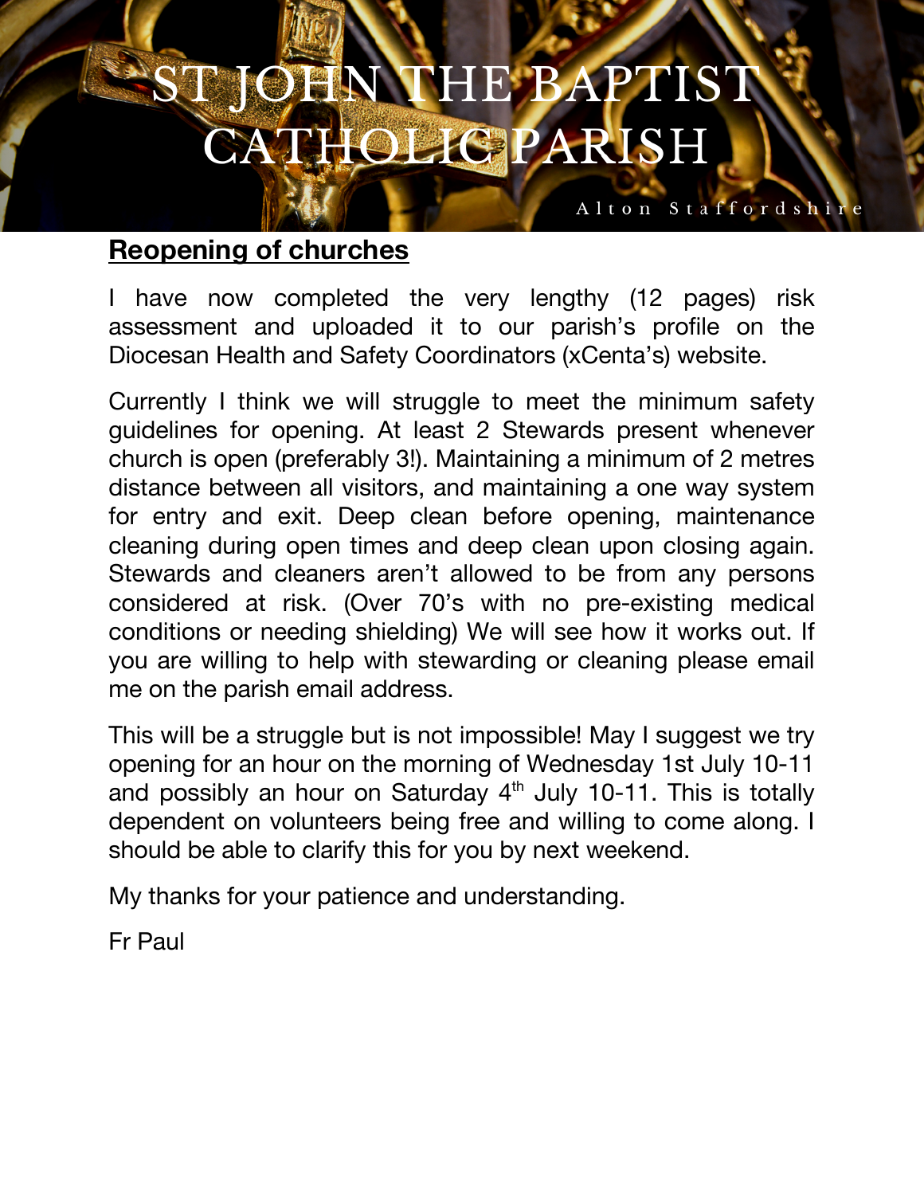# ST JOHN THE BAPTIST CATHOLIC PARISH

Alton Staffordshire

## **Reopening of churches**

I have now completed the very lengthy (12 pages) risk assessment and uploaded it to our parish's profile on the Diocesan Health and Safety Coordinators (xCenta's) website.

Currently I think we will struggle to meet the minimum safety guidelines for opening. At least 2 Stewards present whenever church is open (preferably 3!). Maintaining a minimum of 2 metres distance between all visitors, and maintaining a one way system for entry and exit. Deep clean before opening, maintenance cleaning during open times and deep clean upon closing again. Stewards and cleaners aren't allowed to be from any persons considered at risk. (Over 70's with no pre-existing medical conditions or needing shielding) We will see how it works out. If you are willing to help with stewarding or cleaning please email me on the parish email address.

This will be a struggle but is not impossible! May I suggest we try opening for an hour on the morning of Wednesday 1st July 10-11 and possibly an hour on Saturday 4th July 10-11. This is totally dependent on volunteers being free and willing to come along. I should be able to clarify this for you by next weekend.

My thanks for your patience and understanding.

Fr Paul